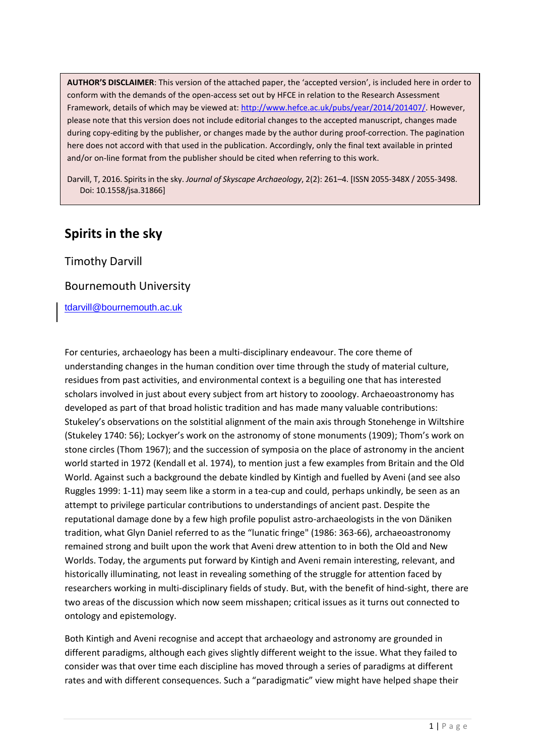**AUTHOR'S DISCLAIMER**: This version of the attached paper, the 'accepted version', is included here in order to conform with the demands of the open-access set out by HFCE in relation to the Research Assessment Framework, details of which may be viewed at: http://www.hefce.ac.uk/pubs/year/2014/201407/. However, please note that this version does not include editorial changes to the accepted manuscript, changes made during copy-editing by the publisher, or changes made by the author during proof-correction. The pagination here does not accord with that used in the publication. Accordingly, only the final text available in printed and/or on-line format from the publisher should be cited when referring to this work.

Darvill, T, 2016. Spirits in the sky. *Journal of Skyscape Archaeology*, 2(2): 261–4. [ISSN 2055-348X / 2055-3498. Doi: 10.1558/jsa.31866]

# Spirits in the sky

Timothy Darvill

Bournemouth University

tdarvill@bournemouth.ac.uk

For centuries, archaeology has been a multi-disciplinary endeavour. The core theme of understanding changes in the human condition over time through the study of material culture, residues from past activities, and environmental context is a beguiling one that has interested scholars involved in just about every subject from art history to zooology. Archaeoastronomy has developed as part of that broad holistic tradition and has made many valuable contributions: Stukeley's observations on the solstitial alignment of the main axis through Stonehenge in Wiltshire (Stukeley 1740: 56); Lockyer's work on the astronomy of stone monuments (1909); Thom's work on stone circles (Thom 1967); and the succession of symposia on the place of astronomy in the ancient world started in 1972 (Kendall et al. 1974), to mention just a few examples from Britain and the Old World. Against such a background the debate kindled by Kintigh and fuelled by Aveni (and see also Ruggles 1999: 1-11) may seem like a storm in a tea-cup and could, perhaps unkindly, be seen as an attempt to privilege particular contributions to understandings of ancient past. Despite the reputational damage done by a few high profile populist astro-archaeologists in the von Däniken tradition, what Glyn Daniel referred to as the "lunatic fringe" (1986: 363-66), archaeoastronomy remained strong and built upon the work that Aveni drew attention to in both the Old and New Worlds. Today, the arguments put forward by Kintigh and Aveni remain interesting, relevant, and historically illuminating, not least in revealing something of the struggle for attention faced by researchers working in multi-disciplinary fields of study. But, with the benefit of hind-sight, there are two areas of the discussion which now seem misshapen; critical issues as it turns out connected to ontology and epistemology.

Both Kintigh and Aveni recognise and accept that archaeology and astronomy are grounded in different paradigms, although each gives slightly different weight to the issue. What they failed to consider was that over time each discipline has moved through a series of paradigms at different rates and with different consequences. Such a "paradigmatic" view might have helped shape their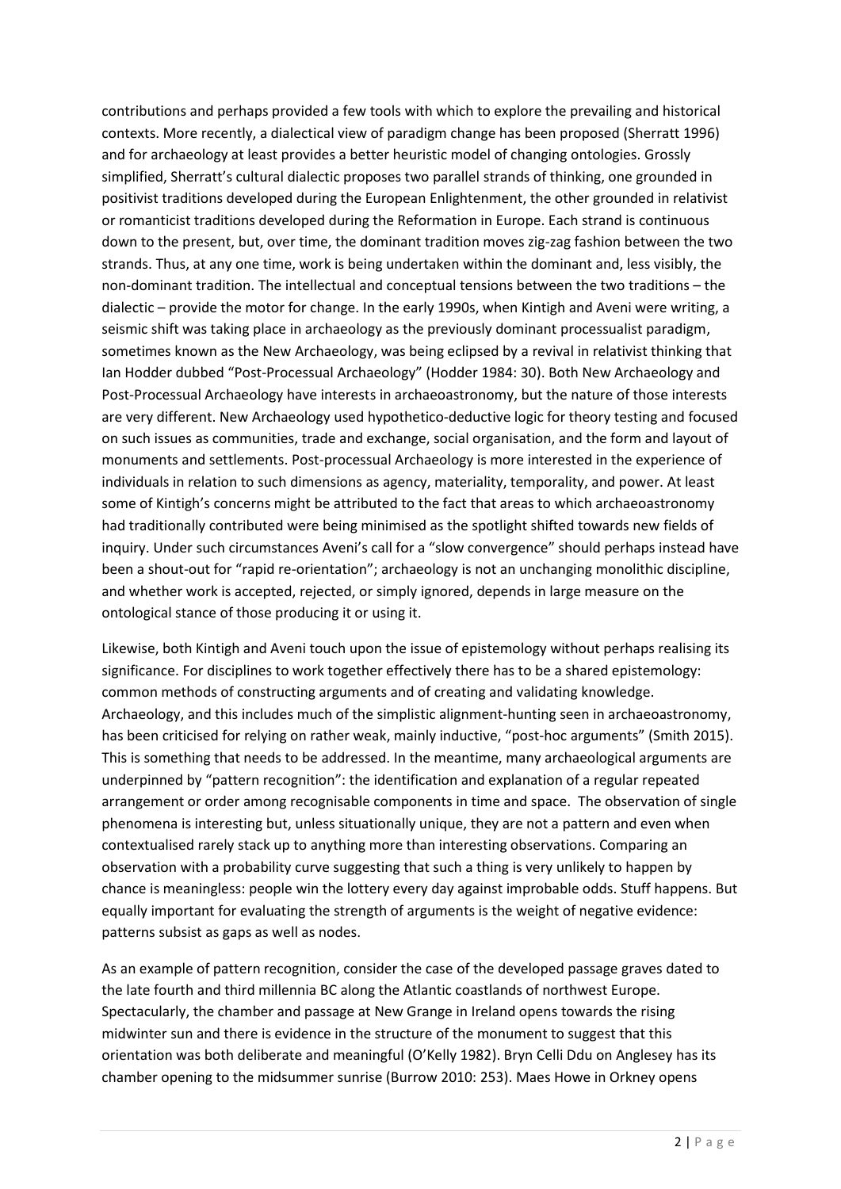contributions and perhaps provided a few tools with which to explore the prevailing and historical contexts. More recently, a dialectical view of paradigm change has been proposed (Sherratt 1996) and for archaeology at least provides a better heuristic model of changing ontologies. Grossly simplified, Sherratt's cultural dialectic proposes two parallel strands of thinking, one grounded in positivist traditions developed during the European Enlightenment, the other grounded in relativist or romanticist traditions developed during the Reformation in Europe. Each strand is continuous down to the present, but, over time, the dominant tradition moves zig-zag fashion between the two strands. Thus, at any one time, work is being undertaken within the dominant and, less visibly, the non-dominant tradition. The intellectual and conceptual tensions between the two traditions – the dialectic – provide the motor for change. In the early 1990s, when Kintigh and Aveni were writing, a seismic shift was taking place in archaeology as the previously dominant processualist paradigm, sometimes known as the New Archaeology, was being eclipsed by a revival in relativist thinking that Ian Hodder dubbed "Post-Processual Archaeology" (Hodder 1984: 30). Both New Archaeology and Post-Processual Archaeology have interests in archaeoastronomy, but the nature of those interests are very different. New Archaeology used hypothetico-deductive logic for theory testing and focused on such issues as communities, trade and exchange, social organisation, and the form and layout of monuments and settlements. Post-processual Archaeology is more interested in the experience of individuals in relation to such dimensions as agency, materiality, temporality, and power. At least some of Kintigh's concerns might be attributed to the fact that areas to which archaeoastronomy had traditionally contributed were being minimised as the spotlight shifted towards new fields of inquiry. Under such circumstances Aveni's call for a "slow convergence" should perhaps instead have been a shout-out for "rapid re-orientation"; archaeology is not an unchanging monolithic discipline, and whether work is accepted, rejected, or simply ignored, depends in large measure on the ontological stance of those producing it or using it.

Likewise, both Kintigh and Aveni touch upon the issue of epistemology without perhaps realising its significance. For disciplines to work together effectively there has to be a shared epistemology: common methods of constructing arguments and of creating and validating knowledge. Archaeology, and this includes much of the simplistic alignment-hunting seen in archaeoastronomy, has been criticised for relying on rather weak, mainly inductive, "post-hoc arguments" (Smith 2015). This is something that needs to be addressed. In the meantime, many archaeological arguments are underpinned by "pattern recognition": the identification and explanation of a regular repeated arrangement or order among recognisable components in time and space. The observation of single phenomena is interesting but, unless situationally unique, they are not a pattern and even when contextualised rarely stack up to anything more than interesting observations. Comparing an observation with a probability curve suggesting that such a thing is very unlikely to happen by chance is meaningless: people win the lottery every day against improbable odds. Stuff happens. But equally important for evaluating the strength of arguments is the weight of negative evidence: patterns subsist as gaps as well as nodes.

As an example of pattern recognition, consider the case of the developed passage graves dated to the late fourth and third millennia BC along the Atlantic coastlands of northwest Europe. Spectacularly, the chamber and passage at New Grange in Ireland opens towards the rising midwinter sun and there is evidence in the structure of the monument to suggest that this orientation was both deliberate and meaningful (O'Kelly 1982). Bryn Celli Ddu on Anglesey has its chamber opening to the midsummer sunrise (Burrow 2010: 253). Maes Howe in Orkney opens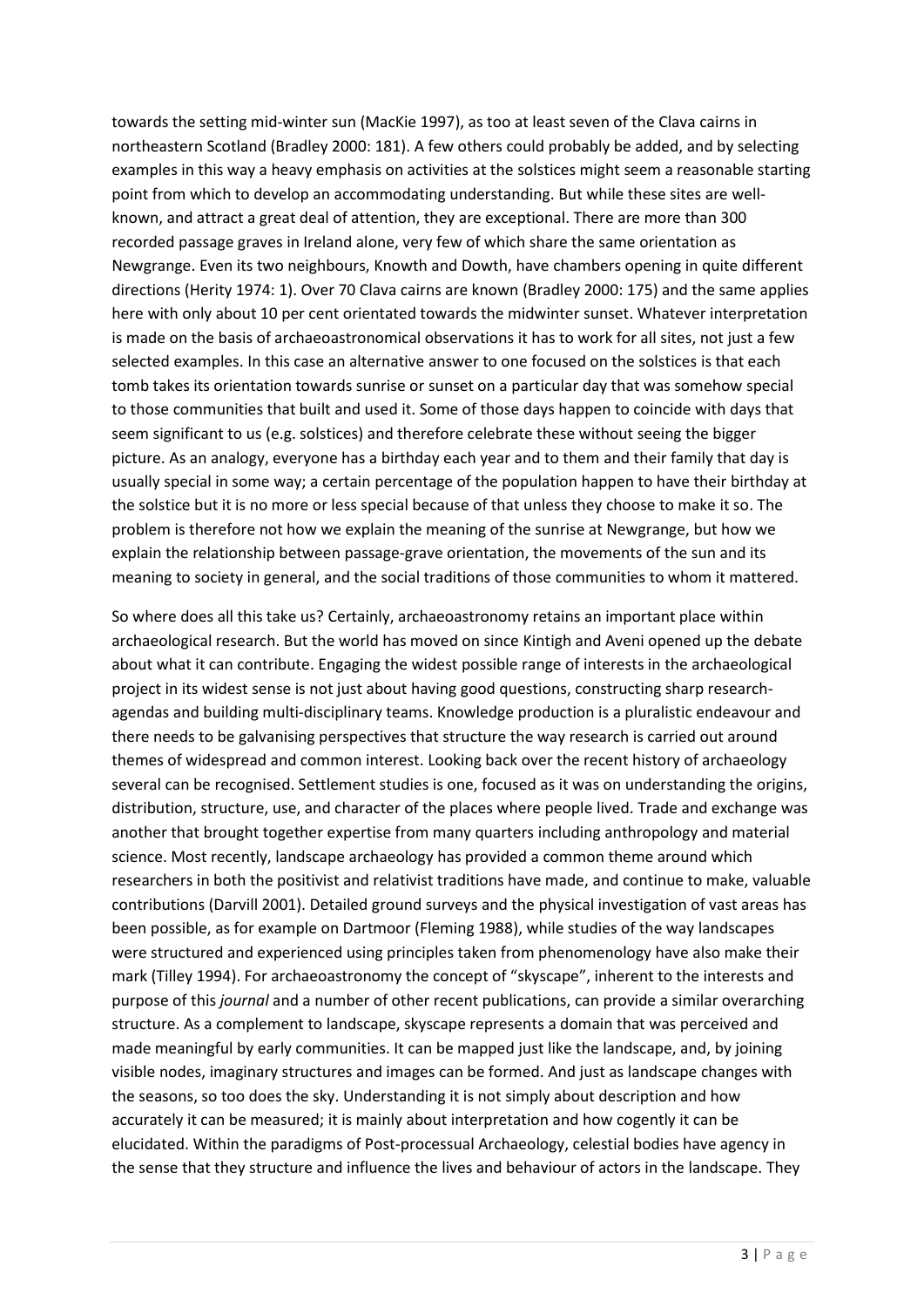towards the setting mid-winter sun (MacKie 1997), as too at least seven of the Clava cairns in northeastern Scotland (Bradley 2000: 181). A few others could probably be added, and by selecting examples in this way a heavy emphasis on activities at the solstices might seem a reasonable starting point from which to develop an accommodating understanding. But while these sites are well-known, and attract a great deal of attention, they are exceptional. There are more than 300 recorded passage graves in Ireland alone, very few of which share the same orientation as Newgrange. Even its two neighbours, Knowth and Dowth, have chambers opening in quite different directions (Herity 1974: 1). Over 70 Clava cairns are known (Bradley 2000: 175) and the same applies here with only about 10 per cent orientated towards the midwinter sunset. Whatever interpretation is made on the basis of archaeoastronomical observations it has to work for all sites, not just a few selected examples. In this case an alternative answer to one focused on the solstices is that each tomb takes its orientation towards sunrise or sunset on a particular day that was somehow special to those communities that built and used it. Some of those days happen to coincide with days that seem significant to us (e.g. solstices) and therefore celebrate these without seeing the bigger picture. As an analogy, everyone has a birthday each year and to them and their family that day is usually special in some way; a certain percentage of the population happen to have their birthday at the solstice but it is no more or less special because of that unless they choose to make it so. The problem is therefore not how we explain the meaning of the sunrise at Newgrange, but how we explain the relationship between passage-grave orientation, the movements of the sun and its meaning to society in general, and the social traditions of those communities to whom it mattered.

So where does all this take us? Certainly, archaeoastronomy retains an important place within archaeological research. But the world has moved on since Kintigh and Aveni opened up the debate about what it can contribute. Engaging the widest possible range of interests in the archaeological project in its widest sense is not just about having good questions, constructing sharp research-agendas and building multi-disciplinary teams. Knowledge production is a pluralistic endeavour and there needs to be galvanising perspectives that structure the way research is carried out around themes of widespread and common interest. Looking back over the recent history of archaeology several can be recognised. Settlement studies is one, focused as it was on understanding the origins, distribution, structure, use, and character of the places where people lived. Trade and exchange was another that brought together expertise from many quarters including anthropology and material science. Most recently, landscape archaeology has provided a common theme around which researchers in both the positivist and relativist traditions have made, and continue to make, valuable contributions (Darvill 2001). Detailed ground surveys and the physical investigation of vast areas has been possible, as for example on Dartmoor (Fleming 1988), while studies of the way landscapes were structured and experienced using principles taken from phenomenology have also make their mark (Tilley 1994). For archaeoastronomy the concept of "skyscape", inherent to the interests and purpose of this *journal* and a number of other recent publications, can provide a similar overarching structure. As a complement to landscape, skyscape represents a domain that was perceived and made meaningful by early communities. It can be mapped just like the landscape, and, by joining visible nodes, imaginary structures and images can be formed. And just as landscape changes with the seasons, so too does the sky. Understanding it is not simply about description and how accurately it can be measured; it is mainly about interpretation and how cogently it can be elucidated. Within the paradigms of Post-processual Archaeology, celestial bodies have agency in the sense that they structure and influence the lives and behaviour of actors in the landscape. They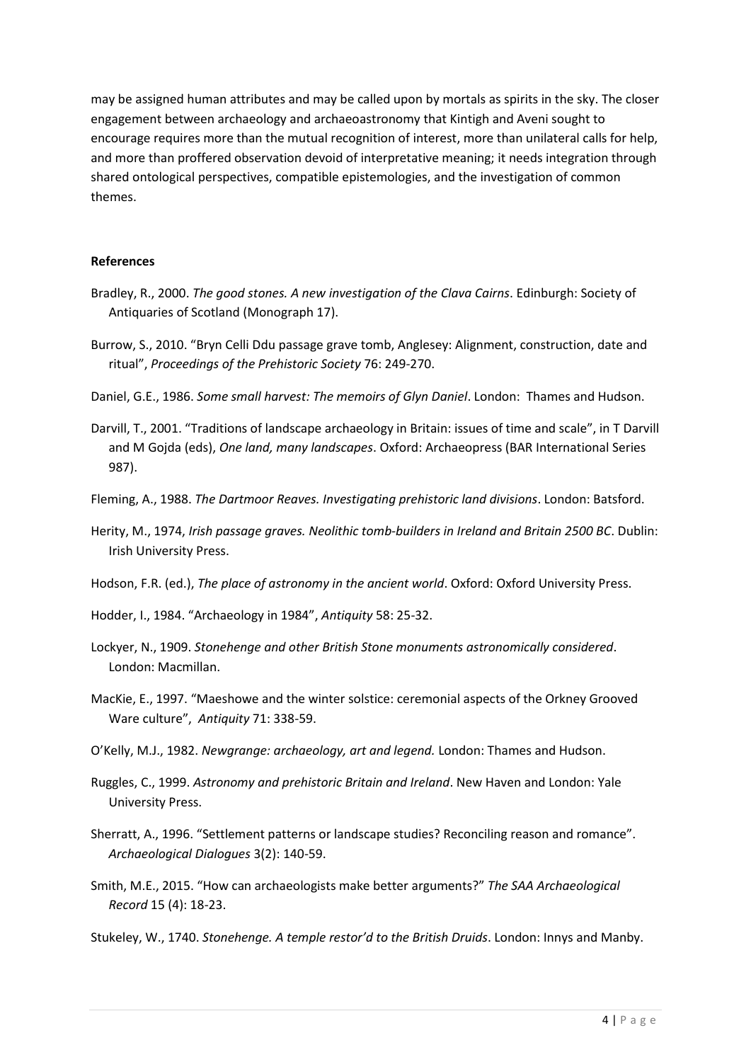may be assigned human attributes and may be called upon by mortals as spirits in the sky. The closer engagement between archaeology and archaeoastronomy that Kintigh and Aveni sought to encourage requires more than the mutual recognition of interest, more than unilateral calls for help, and more than proffered observation devoid of interpretative meaning; it needs integration through shared ontological perspectives, compatible epistemologies, and the investigation of common themes.

**References**

Bradley, R., 2000. *The good stones. A new investigation of the Clava Cairns*. Edinburgh: Society of Antiquaries of Scotland (Monograph 17).

Burrow, S., 2010. "Bryn Celli Ddu passage grave tomb, Anglesey: Alignment, construction, date and ritual", *Proceedings of the Prehistoric Society* 76: 249-270.

Daniel, G.E., 1986. *Some small harvest: The memoirs of Glyn Daniel*. London: Thames and Hudson.

Darvill, T., 2001. "Traditions of landscape archaeology in Britain: issues of time and scale", in T Darvill and M Gojda (eds), *One land, many landscapes*. Oxford: Archaeopress (BAR International Series 987).

Fleming, A., 1988. *The Dartmoor Reaves. Investigating prehistoric land divisions*. London: Batsford.

Herity, M., 1974, *Irish passage graves. Neolithic tomb-builders in Ireland and Britain 2500 BC*. Dublin: Irish University Press.

Hodson, F.R. (ed.), *The place of astronomy in the ancient world*. Oxford: Oxford University Press.

Hodder, I., 1984. "Archaeology in 1984", *Antiquity* 58: 25-32.

Lockyer, N., 1909. *Stonehenge and other British Stone monuments astronomically considered*. London: Macmillan.

MacKie, E., 1997. "Maeshowe and the winter solstice: ceremonial aspects of the Orkney Grooved Ware culture", *Antiquity* 71: 338-59.

O'Kelly, M.J., 1982. *Newgrange: archaeology, art and legend.* London: Thames and Hudson.

Ruggles, C., 1999. *Astronomy and prehistoric Britain and Ireland*. New Haven and London: Yale University Press.

Sherratt, A., 1996. "Settlement patterns or landscape studies? Reconciling reason and romance". *Archaeological Dialogues* 3(2): 140-59.

Smith, M.E., 2015. "How can archaeologists make better arguments?" *The SAA Archaeological Record* 15 (4): 18-23.

Stukeley, W., 1740. *Stonehenge. A temple restor'd to the British Druids*. London: Innys and Manby.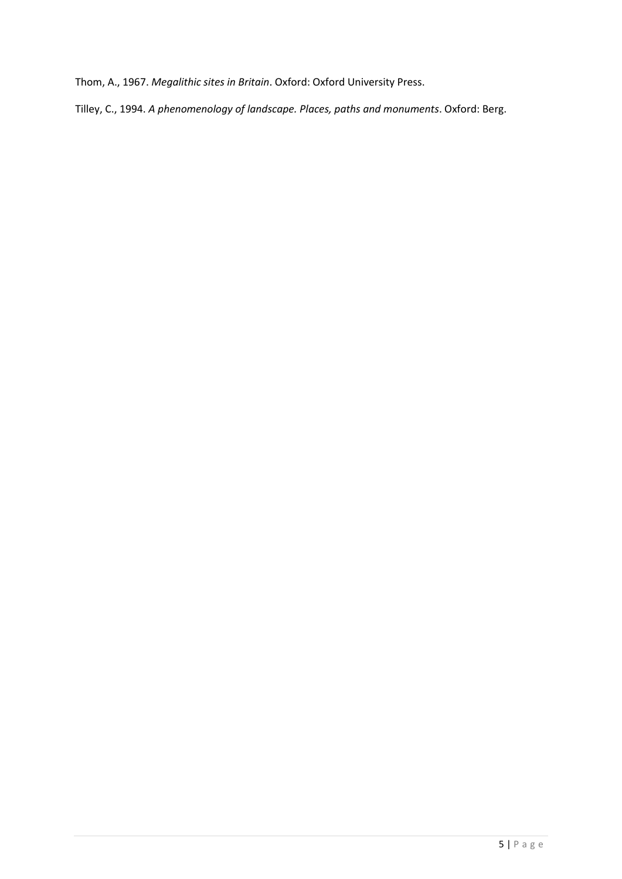Thom, A., 1967. *Megalithic sites in Britain*. Oxford: Oxford University Press.

Tilley, C., 1994. *A phenomenology of landscape. Places, paths and monuments*. Oxford: Berg.